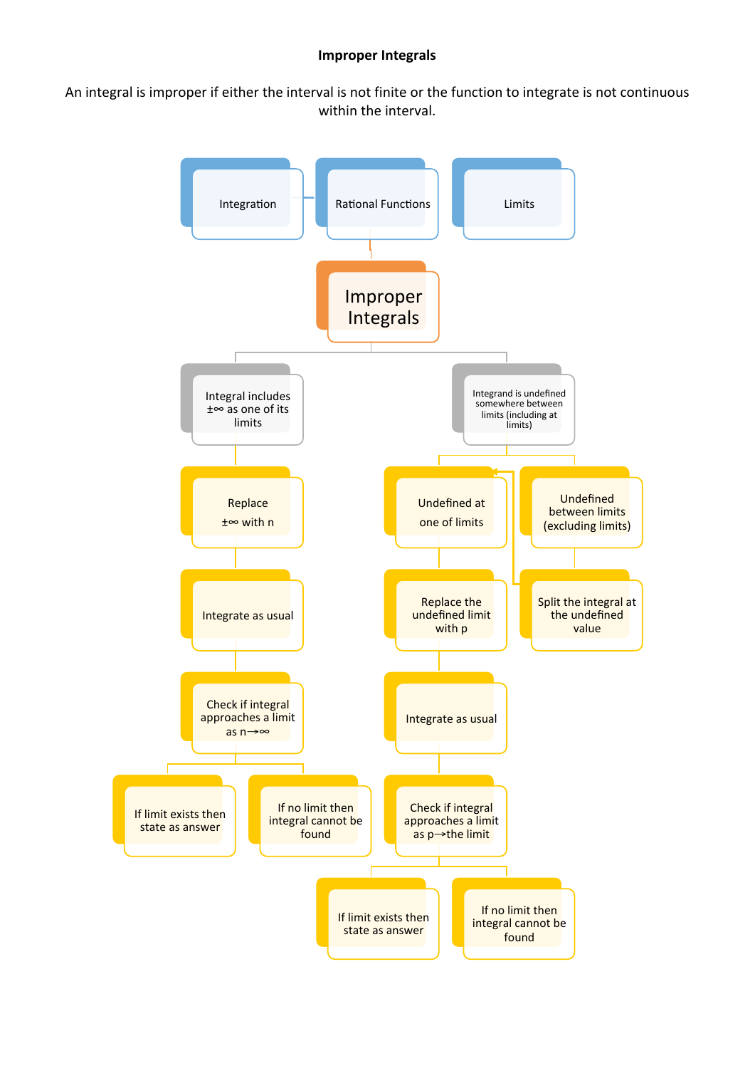### Improper Integrals

An integral is improper if either the interval is not finite or the function to integrate is not continuous within the interval.

- Integration
- Rational Functions
- Limits

**Improper Integrals**

- Integral includes $\pm\infty$ as one of its limits
  - Replace $\pm\infty$ with n
  - Integrate as usual
  - Check if integral approaches a limit as $n \to \infty$
    - If limit exists then state as answer
    - If no limit then integral cannot be found
- Integrand is undefined somewhere between limits (including at limits)
  - Undefined at one of limits
    - Replace the undefined limit with p
    - Integrate as usual
    - Check if integral approaches a limit as $p \to$ the limit
      - If limit exists then state as answer
      - If no limit then integral cannot be found
  - Undefined between limits (excluding limits)
    - Split the integral at the undefined value (then treat each part as undefined at one of limits)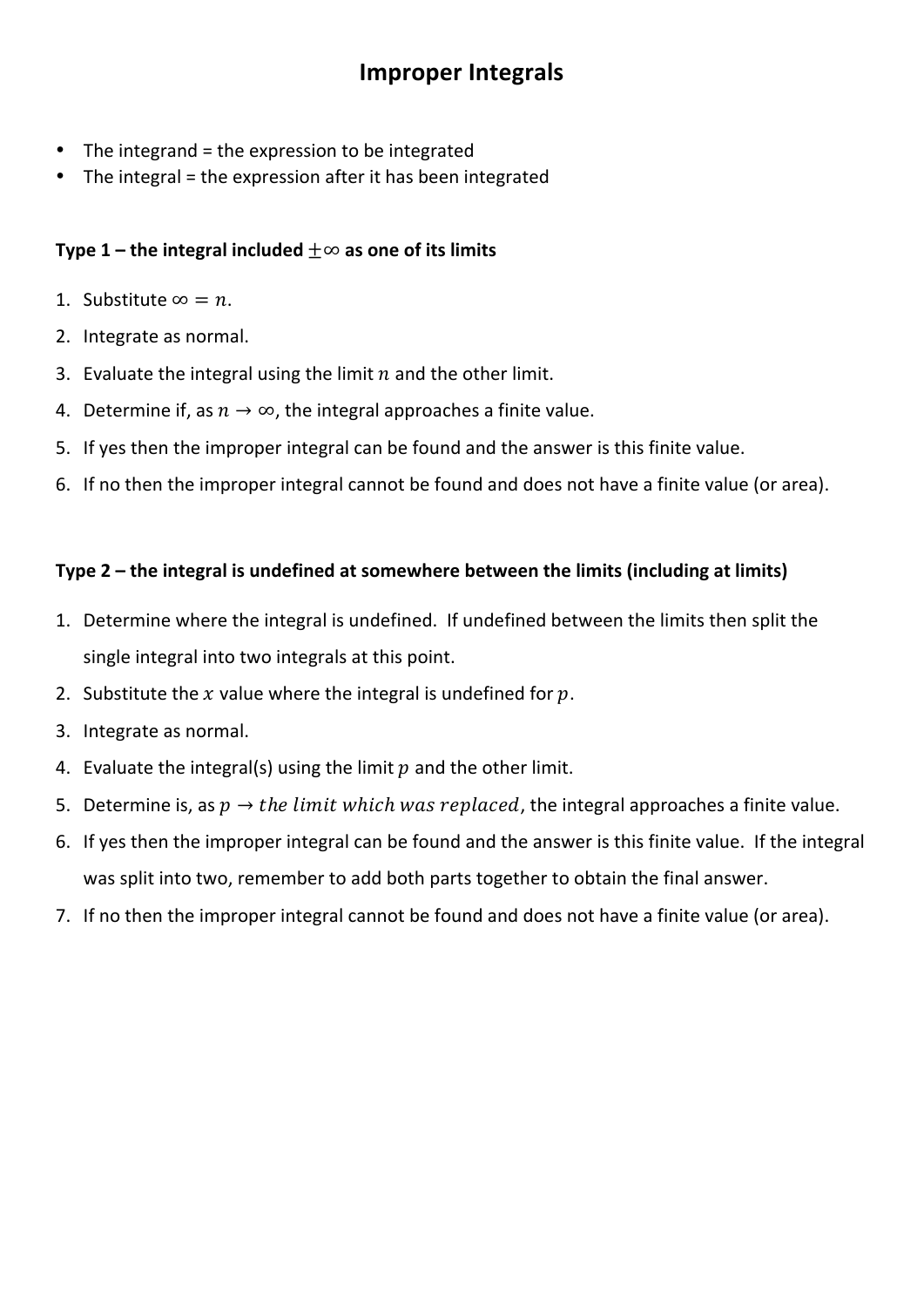# Improper Integrals

- The integrand = the expression to be integrated
- The integral = the expression after it has been integrated

**Type 1 – the integral included $\pm\infty$ as one of its limits**

1. Substitute $\infty = n$.
2. Integrate as normal.
3. Evaluate the integral using the limit $n$ and the other limit.
4. Determine if, as $n \to \infty$, the integral approaches a finite value.
5. If yes then the improper integral can be found and the answer is this finite value.
6. If no then the improper integral cannot be found and does not have a finite value (or area).

**Type 2 – the integral is undefined at somewhere between the limits (including at limits)**

1. Determine where the integral is undefined. If undefined between the limits then split the single integral into two integrals at this point.
2. Substitute the $x$ value where the integral is undefined for $p$.
3. Integrate as normal.
4. Evaluate the integral(s) using the limit $p$ and the other limit.
5. Determine is, as $p \to \textit{the limit which was replaced}$, the integral approaches a finite value.
6. If yes then the improper integral can be found and the answer is this finite value. If the integral was split into two, remember to add both parts together to obtain the final answer.
7. If no then the improper integral cannot be found and does not have a finite value (or area).